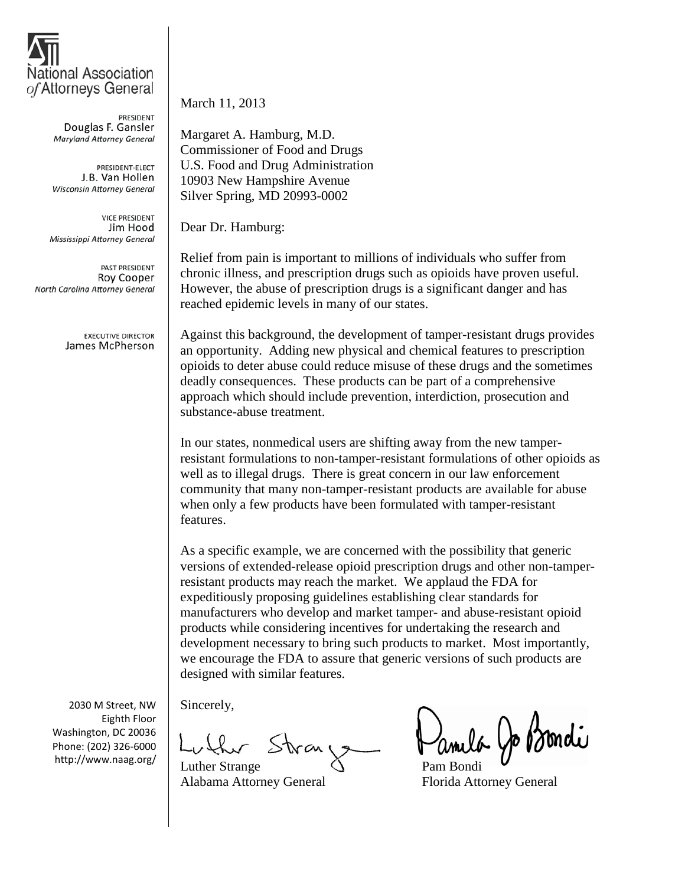National Association of Attorneys General

PRESIDENT
Douglas F. Gansler
*Maryland Attorney General*

PRESIDENT-ELECT
J.B. Van Hollen
*Wisconsin Attorney General*

VICE PRESIDENT
Jim Hood
*Mississippi Attorney General*

PAST PRESIDENT
Roy Cooper
*North Carolina Attorney General*

EXECUTIVE DIRECTOR
James McPherson

2030 M Street, NW
Eighth Floor
Washington, DC 20036
Phone: (202) 326-6000
http://www.naag.org/

March 11, 2013

Margaret A. Hamburg, M.D.
Commissioner of Food and Drugs
U.S. Food and Drug Administration
10903 New Hampshire Avenue
Silver Spring, MD 20993-0002

Dear Dr. Hamburg:

Relief from pain is important to millions of individuals who suffer from chronic illness, and prescription drugs such as opioids have proven useful. However, the abuse of prescription drugs is a significant danger and has reached epidemic levels in many of our states.

Against this background, the development of tamper-resistant drugs provides an opportunity. Adding new physical and chemical features to prescription opioids to deter abuse could reduce misuse of these drugs and the sometimes deadly consequences. These products can be part of a comprehensive approach which should include prevention, interdiction, prosecution and substance-abuse treatment.

In our states, nonmedical users are shifting away from the new tamper-resistant formulations to non-tamper-resistant formulations of other opioids as well as to illegal drugs. There is great concern in our law enforcement community that many non-tamper-resistant products are available for abuse when only a few products have been formulated with tamper-resistant features.

As a specific example, we are concerned with the possibility that generic versions of extended-release opioid prescription drugs and other non-tamper-resistant products may reach the market. We applaud the FDA for expeditiously proposing guidelines establishing clear standards for manufacturers who develop and market tamper- and abuse-resistant opioid products while considering incentives for undertaking the research and development necessary to bring such products to market. Most importantly, we encourage the FDA to assure that generic versions of such products are designed with similar features.

Sincerely,

Luther Strange
Alabama Attorney General

Pam Bondi
Florida Attorney General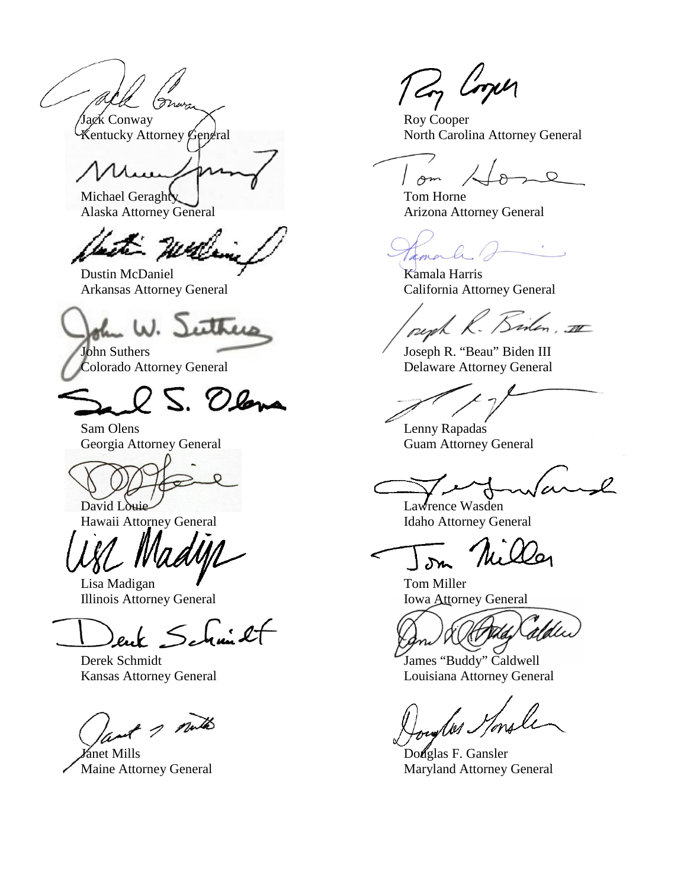Jack Conway
Kentucky Attorney General

Roy Cooper
North Carolina Attorney General

Michael Geraghty
Alaska Attorney General

Tom Horne
Arizona Attorney General

Dustin McDaniel
Arkansas Attorney General

Kamala Harris
California Attorney General

John Suthers
Colorado Attorney General

Joseph R. "Beau" Biden III
Delaware Attorney General

Sam Olens
Georgia Attorney General

Lenny Rapadas
Guam Attorney General

David Louie
Hawaii Attorney General

Lawrence Wasden
Idaho Attorney General

Lisa Madigan
Illinois Attorney General

Tom Miller
Iowa Attorney General

Derek Schmidt
Kansas Attorney General

James "Buddy" Caldwell
Louisiana Attorney General

Janet Mills
Maine Attorney General

Douglas F. Gansler
Maryland Attorney General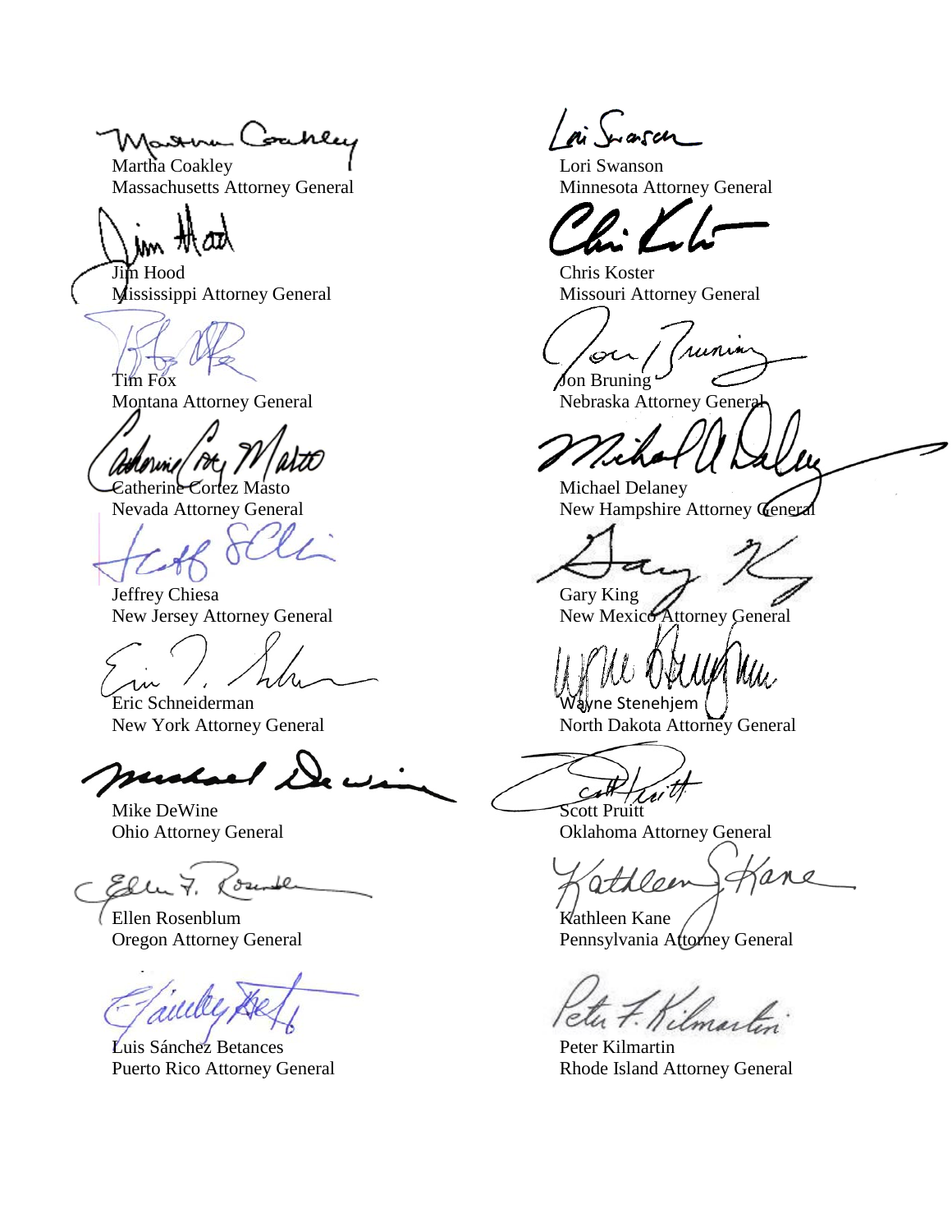Martha Coakley
Massachusetts Attorney General

Jim Hood
Mississippi Attorney General

Tim Fox
Montana Attorney General

Catherine Cortez Masto
Nevada Attorney General

Jeffrey Chiesa
New Jersey Attorney General

Eric Schneiderman
New York Attorney General

Mike DeWine
Ohio Attorney General

Ellen Rosenblum
Oregon Attorney General

Luis Sánchez Betances
Puerto Rico Attorney General

Lori Swanson
Minnesota Attorney General

Chris Koster
Missouri Attorney General

Jon Bruning
Nebraska Attorney General

Michael Delaney
New Hampshire Attorney General

Gary King
New Mexico Attorney General

Wayne Stenehjem
North Dakota Attorney General

Scott Pruitt
Oklahoma Attorney General

Kathleen Kane
Pennsylvania Attorney General

Peter Kilmartin
Rhode Island Attorney General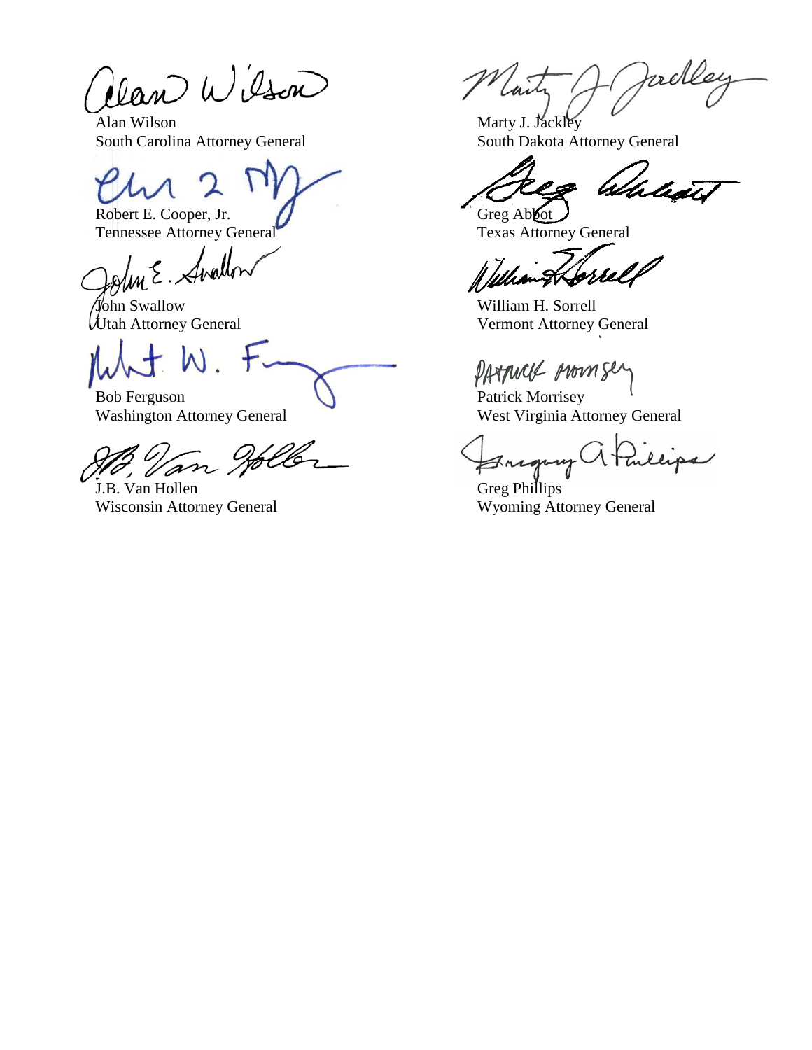Alan Wilson
South Carolina Attorney General

Marty J. Jackley
South Dakota Attorney General

Robert E. Cooper, Jr.
Tennessee Attorney General

Greg Abbot
Texas Attorney General

John Swallow
Utah Attorney General

William H. Sorrell
Vermont Attorney General

Bob Ferguson
Washington Attorney General

Patrick Morrisey
West Virginia Attorney General

J.B. Van Hollen
Wisconsin Attorney General

Greg Phillips
Wyoming Attorney General